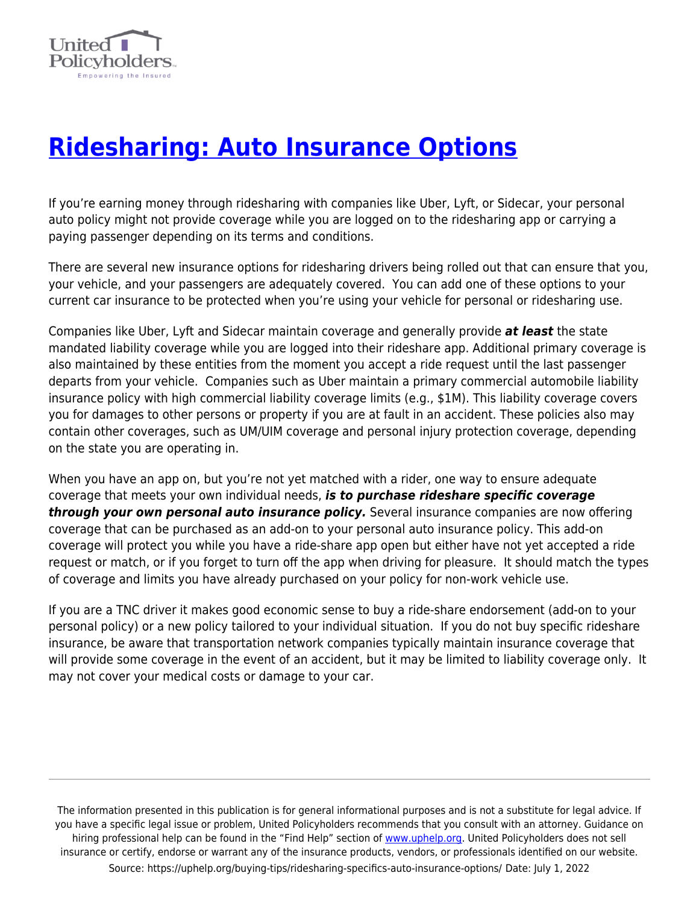# Ridesharing: Auto Insurance Options

If you're earning money through ridesharing with companies like Uber, Lyft, or Sidecar, your personal auto policy might not provide coverage while you are logged on to the ridesharing app or carrying a paying passenger depending on its terms and conditions.

There are several new insurance options for ridesharing drivers being rolled out that can ensure that you, your vehicle, and your passengers are adequately covered. You can add one of these options to your current car insurance to be protected when you're using your vehicle for personal or ridesharing use.

Companies like Uber, Lyft and Sidecar maintain coverage and generally provide ***at least*** the state mandated liability coverage while you are logged into their rideshare app. Additional primary coverage is also maintained by these entities from the moment you accept a ride request until the last passenger departs from your vehicle. Companies such as Uber maintain a primary commercial automobile liability insurance policy with high commercial liability coverage limits (e.g., $1M). This liability coverage covers you for damages to other persons or property if you are at fault in an accident. These policies also may contain other coverages, such as UM/UIM coverage and personal injury protection coverage, depending on the state you are operating in.

When you have an app on, but you're not yet matched with a rider, one way to ensure adequate coverage that meets your own individual needs, ***is to purchase rideshare specific coverage through your own personal auto insurance policy.*** Several insurance companies are now offering coverage that can be purchased as an add-on to your personal auto insurance policy. This add-on coverage will protect you while you have a ride-share app open but either have not yet accepted a ride request or match, or if you forget to turn off the app when driving for pleasure. It should match the types of coverage and limits you have already purchased on your policy for non-work vehicle use.

If you are a TNC driver it makes good economic sense to buy a ride-share endorsement (add-on to your personal policy) or a new policy tailored to your individual situation. If you do not buy specific rideshare insurance, be aware that transportation network companies typically maintain insurance coverage that will provide some coverage in the event of an accident, but it may be limited to liability coverage only. It may not cover your medical costs or damage to your car.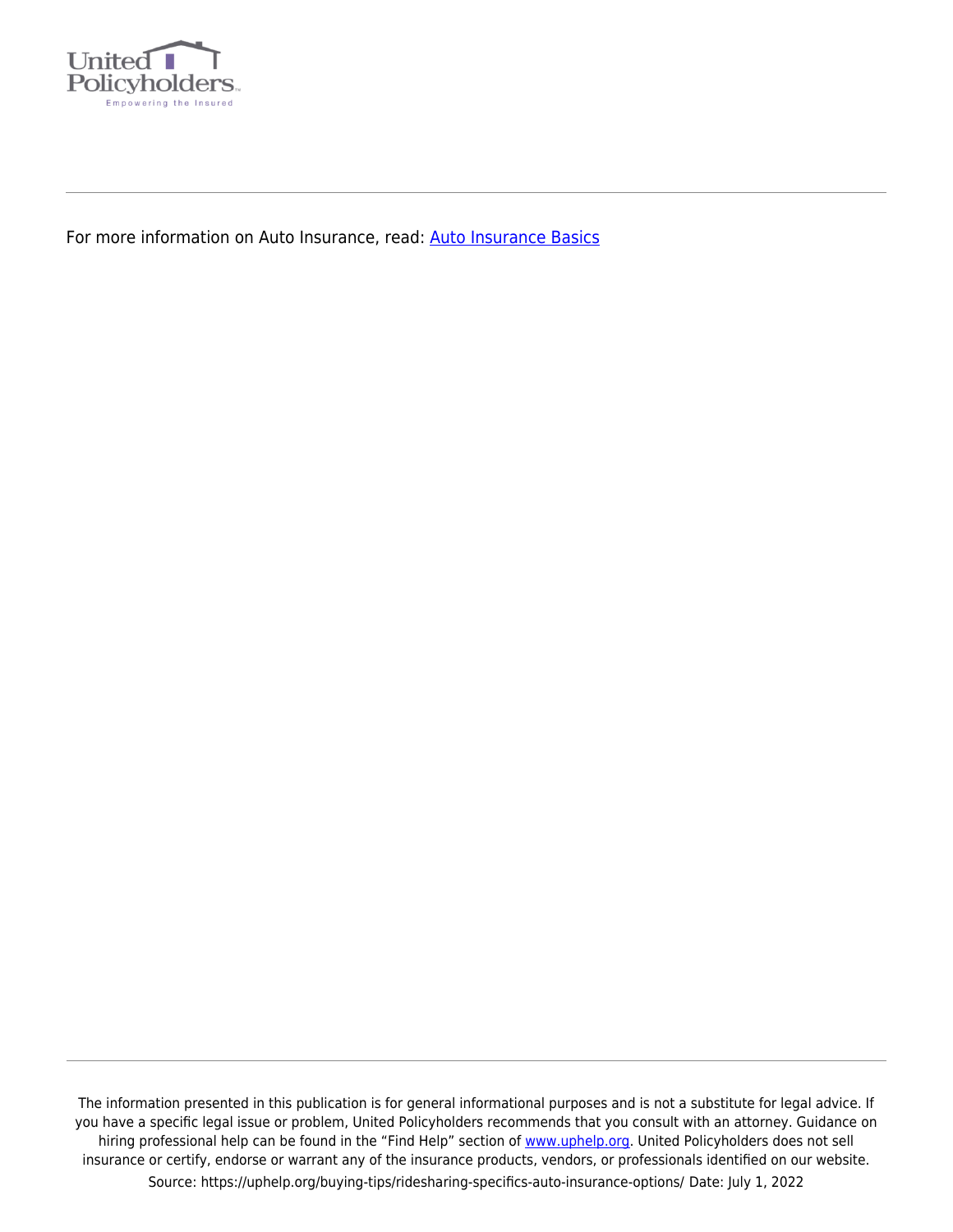For more information on Auto Insurance, read: [Auto Insurance Basics]

The information presented in this publication is for general informational purposes and is not a substitute for legal advice. If you have a specific legal issue or problem, United Policyholders recommends that you consult with an attorney. Guidance on hiring professional help can be found in the "Find Help" section of www.uphelp.org. United Policyholders does not sell insurance or certify, endorse or warrant any of the insurance products, vendors, or professionals identified on our website.
Source: https://uphelp.org/buying-tips/ridesharing-specifics-auto-insurance-options/ Date: July 1, 2022